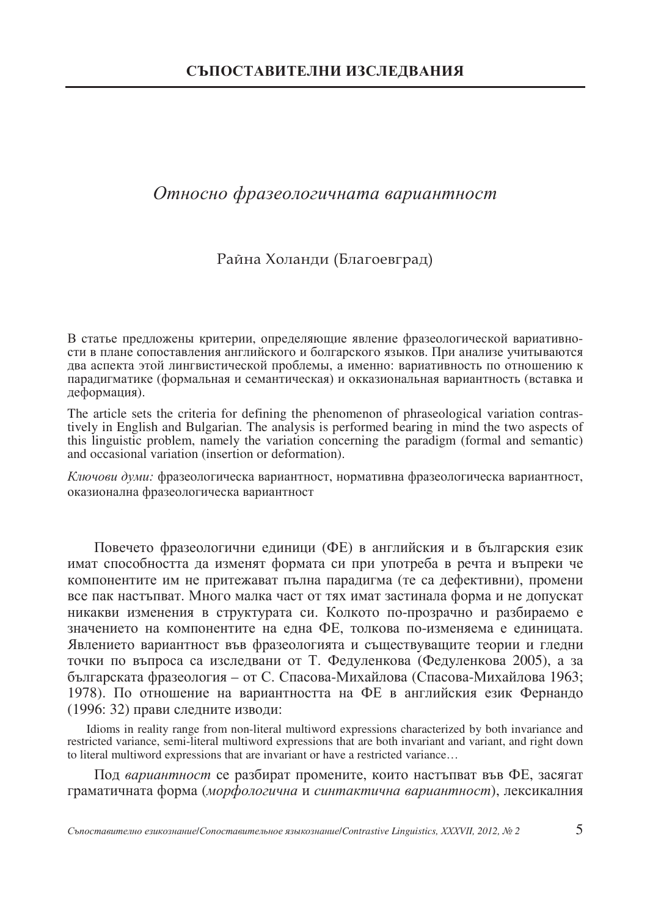## СЪПОСТАВИТЕЛНИ ИЗСЛЕДВАНИЯ

# *Относно фразеологичната вариантност*

Райна Холанди (Благоевград)

В статье предложены критерии, определяющие явление фразеологической вариативности в плане сопоставления английского и болгарского языков. При анализе учитываются два аспекта этой лингвистической проблемы, а именно: вариативность по отношению к парадигматике (формальная и семантическая) и окказиональная вариантность (вставка и деформация).

The article sets the criteria for defining the phenomenon of phraseological variation contrastively in English and Bulgarian. The analysis is performed bearing in mind the two aspects of this linguistic problem, namely the variation concerning the paradigm (formal and semantic) and occasional variation (insertion or deformation).

*Ключови думи:* фразеологическа вариантност, нормативна фразеологическа вариантност, оказионална фразеологическа вариантност

Повечето фразеологични единици (ФЕ) в английския и в българския език имат способността да изменят формата си при употреба в речта и въпреки че компонентите им не притежават пълна парадигма (те са дефективни), промени все пак настъпват. Много малка част от тях имат застинала форма и не допускат никакви изменения в структурата си. Колкото по-прозрачно и разбираемо е значението на компонентите на една ФЕ, толкова по-изменяема е единицата. Явлението вариантност във фразеологията и съществуващите теории и гледни точки по въпроса са изследвани от Т. Федуленкова (Федуленкова 2005), а за българската фразеология – от С. Спасова-Михайлова (Спасова-Михайлова 1963; 1978). По отношение на вариантността на ФЕ в английския език Фернандо (1996: 32) прави следните изводи:

> Idioms in reality range from non-literal multiword expressions characterized by both invariance and restricted variance, semi-literal multiword expressions that are both invariant and variant, and right down to literal multiword expressions that are invariant or have a restricted variance…

Под *вариантност* се разбират промените, които настъпват във ФЕ, засягат граматичната форма (*морфологична* и *синтактична вариантност*), лексикалния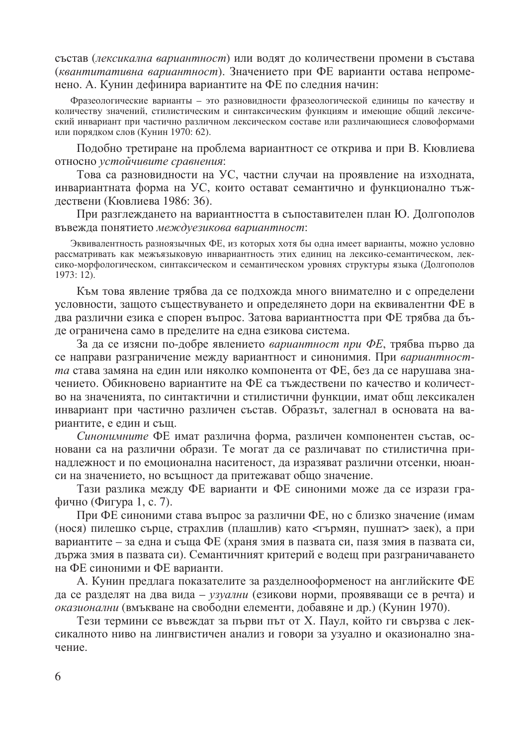състав (*лексикална вариантност*) или водят до количествени промени в състава (*квантитативна вариантност*). Значението при ФЕ варианти остава непроменено. А. Кунин дефинира вариантите на ФЕ по следния начин:

> Фразеологические варианты – это разновидности фразеологической единицы по качеству и количеству значений, стилистическим и синтаксическим функциям и имеющие общий лексический инвариант при частично различном лексическом составе или различающиеся словоформами или порядком слов (Кунин 1970: 62).

Подобно третиране на проблема вариантност се открива и при В. Кювлиева относно *устойчивите сравнения*:

Това са разновидности на УС, частни случаи на проявление на изходната, инвариантната форма на УС, които остават семантично и функционално тъждествени (Кювлиева 1986: 36).

При разглеждането на вариантността в съпоставителен план Ю. Долгополов въвежда понятието *междуезикова вариантност*:

> Эквивалентность разноязычных ФЕ, из которых хотя бы одна имеет варианты, можно условно рассматривать как межъязыковую инвариантность этих единиц на лексико-семантическом, лексико-морфологическом, синтаксическом и семантическом уровнях структуры языка (Долгополов 1973: 12).

Към това явление трябва да се подхожда много внимателно и с определени условности, защото съществуването и определянето дори на еквивалентни ФЕ в два различни езика е спорен въпрос. Затова вариантността при ФЕ трябва да бъде ограничена само в пределите на една езикова система.

За да се изясни по-добре явлението *вариантност при ФЕ*, трябва първо да се направи разграничение между вариантност и синонимия. При *вариантността* става замяна на един или няколко компонента от ФЕ, без да се нарушава значението. Обикновено вариантите на ФЕ са тъждествени по качество и количество на значенията, по синтактични и стилистични функции, имат общ лексикален инвариант при частично различен състав. Образът, залегнал в основата на вариантите, е един и същ.

*Синонимните* ФЕ имат различна форма, различен компонентен състав, основани са на различни образи. Те могат да се различават по стилистична принадлежност и по емоционална наситеност, да изразяват различни отсенки, нюанси на значението, но всъщност да притежават общо значение.

Тази разлика между ФЕ варианти и ФЕ синоними може да се изрази графично (Фигура 1, с. 7).

При ФЕ синоними става въпрос за различни ФЕ, но с близко значение (имам (нося) пилешко сърце, страхлив (плашлив) като <гърмян, пушнат> заек), а при вариантите – за една и съща ФЕ (храня змия в пазвата си, пазя змия в пазвата си, държа змия в пазвата си). Семантичният критерий е водещ при разграничаването на ФЕ синоними и ФЕ варианти.

А. Кунин предлага показателите за разделнооформеност на английските ФЕ да се разделят на два вида – *узуални* (езикови норми, проявяващи се в речта) и *оказионални* (вмъкване на свободни елементи, добавяне и др.) (Кунин 1970).

Тези термини се въвеждат за първи път от Х. Паул, който ги свързва с лексикалното ниво на лингвистичен анализ и говори за узуално и оказионално значение.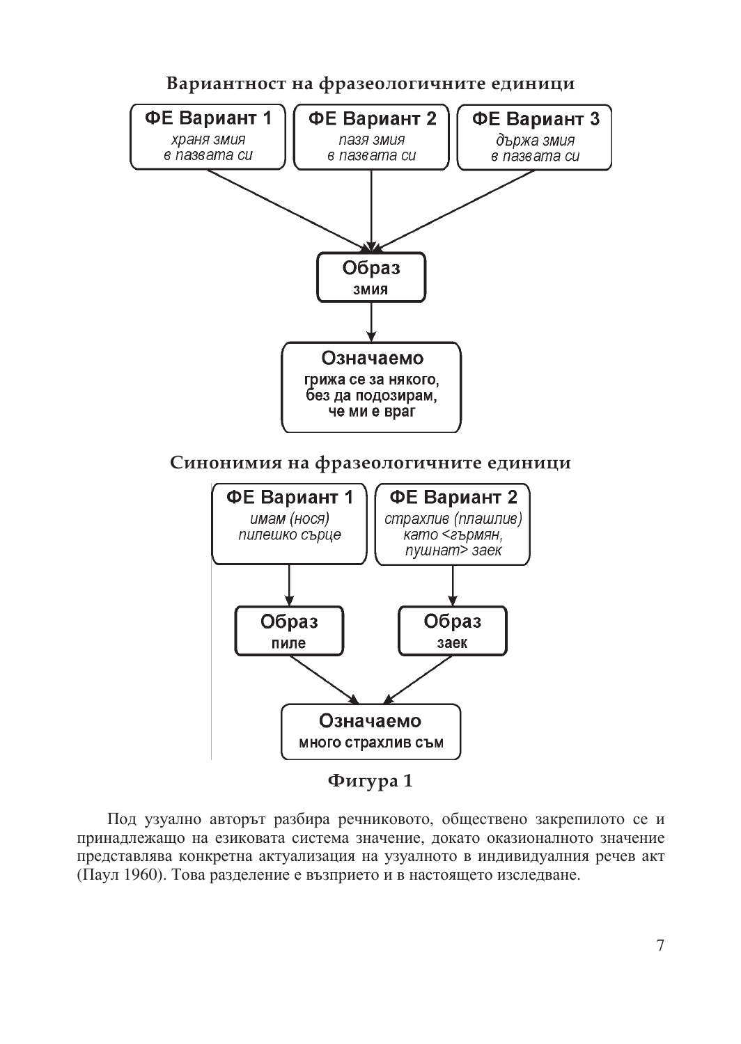**Вариантност на фразеологичните единици**

**ФЕ Вариант 1**
*храня змия в пазвата си*

**ФЕ Вариант 2**
*пазя змия в пазвата си*

**ФЕ Вариант 3**
*държа змия в пазвата си*

↓

**Образ**
змия

↓

**Означаемо**
грижа се за някого, без да подозирам, че ми е враг

**Синонимия на фразеологичните единици**

**ФЕ Вариант 1**
*имам (нося) пилешко сърце*

↓

**Образ**
пиле

**ФЕ Вариант 2**
*страхлив (плашлив) като <гърмян, пушнат> заек*

↓

**Образ**
заек

↓

**Означаемо**
много страхлив съм

**Фигура 1**

Под узуално авторът разбира речниковото, обществено закрепилото се и принадлежащо на езиковата система значение, докато оказионалното значение представлява конкретна актуализация на узуалното в индивидуалния речев акт (Паул 1960). Това разделение е възприето и в настоящето изследване.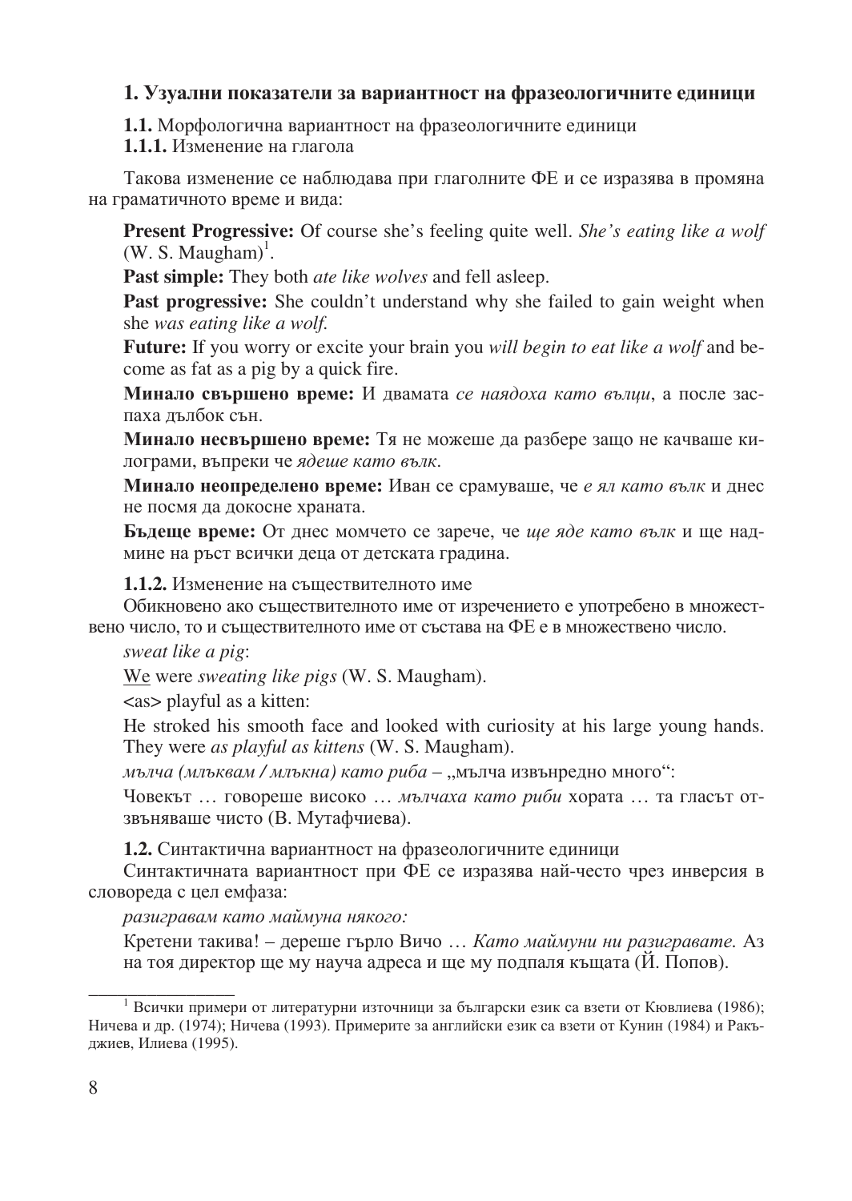## 1. Узуални показатели за вариантност на фразеологичните единици

**1.1.** Морфологична вариантност на фразеологичните единици

**1.1.1.** Изменение на глагола

Такова изменение се наблюдава при глаголните ФЕ и се изразява в промяна на граматичното време и вида:

**Present Progressive:** Of course she's feeling quite well. *She's eating like a wolf* (W. S. Maugham)[1].

**Past simple:** They both *ate like wolves* and fell asleep.

**Past progressive:** She couldn't understand why she failed to gain weight when she *was eating like a wolf.*

**Future:** If you worry or excite your brain you *will begin to eat like a wolf* and become as fat as a pig by a quick fire.

**Минало свършено време:** И двамата *се наядоха като вълци*, а после заспаха дълбок сън.

**Минало несвършено време:** Тя не можеше да разбере защо не качваше килограми, въпреки че *ядеше като вълк.*

**Минало неопределено време:** Иван се срамуваше, че *е ял като вълк* и днес не посмя да докосне храната.

**Бъдеще време:** От днес момчето се зарече, че *ще яде като вълк* и ще надмине на ръст всички деца от детската градина.

**1.1.2.** Изменение на съществителното име

Обикновено ако съществителното име от изречението е употребено в множествено число, то и съществителното име от състава на ФЕ е в множествено число.

*sweat like a pig*:

<u>We</u> were *sweating like pigs* (W. S. Maugham).

<as> playful as a kitten:

He stroked his smooth face and looked with curiosity at his large young hands. They were *as playful as kittens* (W. S. Maugham).

*мълча (мълквам / млъкна) като риба* – „мълча извънредно много":

Човекът … говореше високо … *мълчаха като риби* хората … та гласът отзвъняваше чисто (В. Мутафчиева).

**1.2.** Синтактична вариантност на фразеологичните единици

Синтактичната вариантност при ФЕ се изразява най-често чрез инверсия в словореда с цел емфаза:

*разигравам като маймуна някого:*

Кретени такива! – дереше гърло Вичо … *Като маймуни ни разигравате.* Аз на тоя директор ще му науча адреса и ще му подпаля къщата (Й. Попов).

---

[1] Всички примери от литературни източници за български език са взети от Кювлиева (1986); Ничева и др. (1974); Ничева (1993). Примерите за английски език са взети от Кунин (1984) и Ракъджиев, Илиева (1995).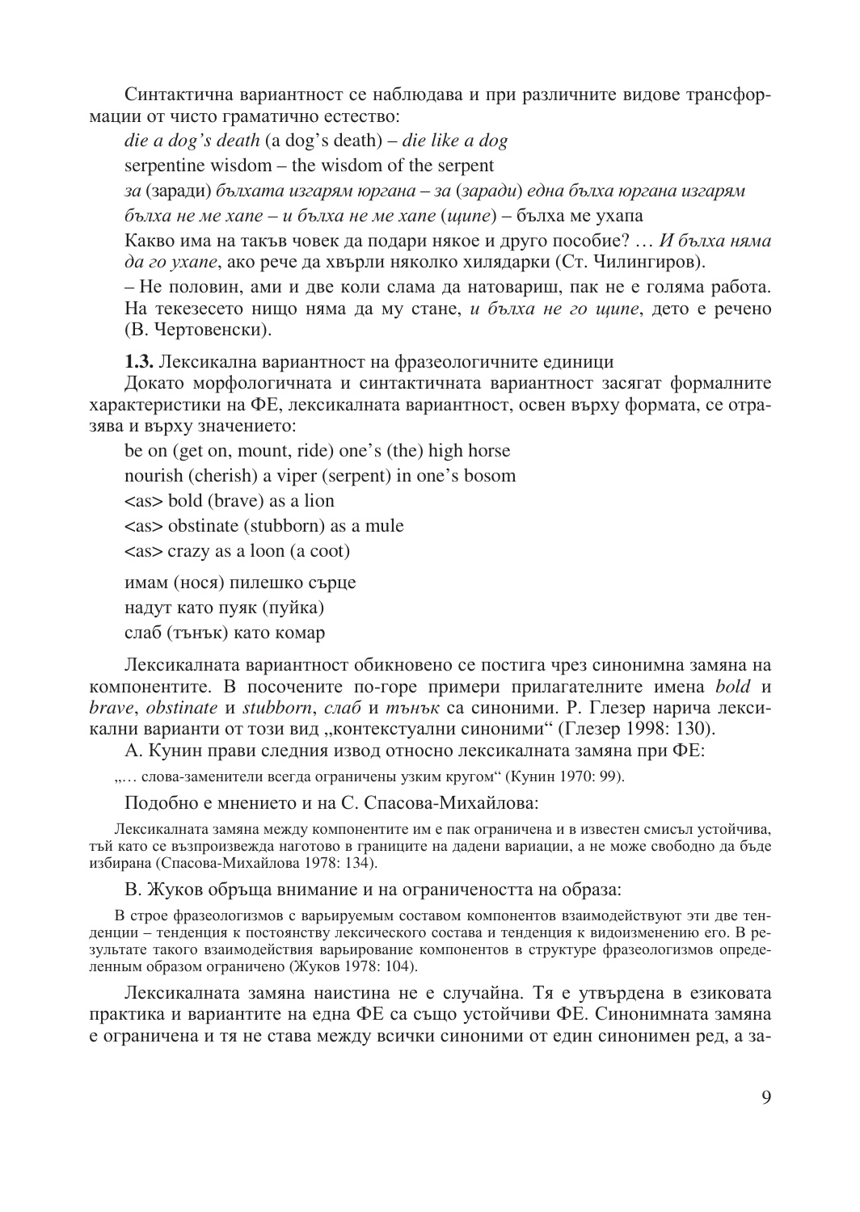Синтактична вариантност се наблюдава и при различните видове трансформации от чисто граматично естество:

*die a dog's death* (a dog's death) – *die like a dog*

serpentine wisdom – the wisdom of the serpent

*за* (заради) *бълхата изгарям юргана – за* (*заради*) *една бълха юргана изгарям*

*бълха не ме хапе – и бълха не ме хапе* (*щипе*) – бълха ме ухапа

Какво има на такъв човек да подари някое и друго пособие? … *И бълха няма да го ухапе*, ако рече да хвърли няколко хилядарки (Ст. Чилингиров).

– Не половин, ами и две коли слама да натовариш, пак не е голяма работа. На текезесето нищо няма да му стане, *и бълха не го щипе*, дето е речено (В. Чертовенски).

**1.3.** Лексикална вариантност на фразеологичните единици

Докато морфологичната и синтактичната вариантност засягат формалните характеристики на ФЕ, лексикалната вариантност, освен върху формата, се отразява и върху значението:

be on (get on, mount, ride) one's (the) high horse

nourish (cherish) a viper (serpent) in one's bosom

<as> bold (brave) as a lion

<as> obstinate (stubborn) as a mule

<as> crazy as a loon (a coot)

имам (нося) пилешко сърце

надут като пуяк (пуйка)

слаб (тънък) като комар

Лексикалната вариантност обикновено се постига чрез синонимна замяна на компонентите. В посочените по-горе примери прилагателните имена *bold* и *brave*, *obstinate* и *stubborn*, *слаб* и *тънък* са синоними. Р. Глезер нарича лексикални варианти от този вид „контекстуални синоними“ (Глезер 1998: 130).

А. Кунин прави следния извод относно лексикалната замяна при ФЕ:

„… слова-заменители всегда ограничены узким кругом“ (Кунин 1970: 99).

Подобно е мнението и на С. Спасова-Михайлова:

> Лексикалната замяна между компонентите им е пак ограничена и в известен смисъл устойчива, тъй като се възпроизвежда наготово в границите на дадени вариации, а не може свободно да бъде избирана (Спасова-Михайлова 1978: 134).

В. Жуков обръща внимание и на ограничеността на образа:

> В строе фразеологизмов с варьируемым составом компонентов взаимодействуют эти две тенденции – тенденция к постоянству лексического состава и тенденция к видоизменению его. В результате такого взаимодействия варьирование компонентов в структуре фразеологизмов определенным образом ограничено (Жуков 1978: 104).

Лексикалната замяна наистина не е случайна. Тя е утвърдена в езиковата практика и вариантите на една ФЕ са също устойчиви ФЕ. Синонимната замяна е ограничена и тя не става между всички синоними от един синонимен ред, а за-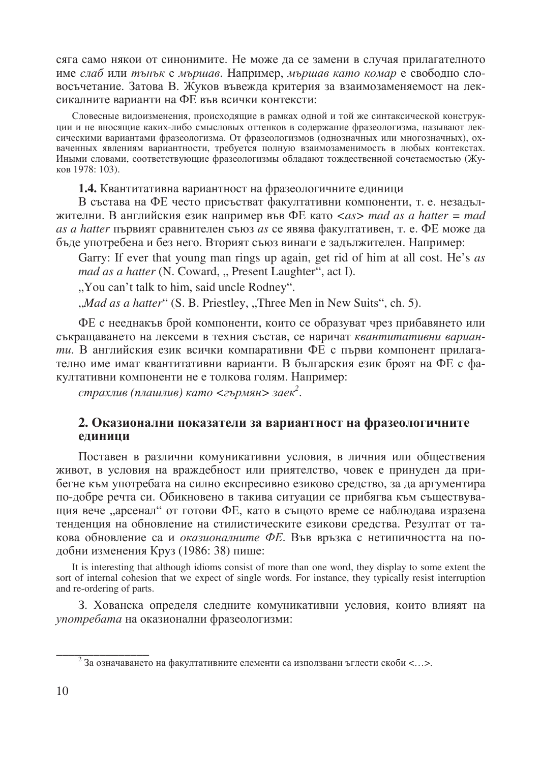сяга само някои от синонимите. Не може да се замени в случая прилагателното име *слаб* или *тънък* с *мършав*. Например, *мършав като комар* е свободно словосъчетание. Затова В. Жуков въвежда критерия за взаимозаменяемост на лексикалните варианти на ФЕ във всички контексти:

> Словесные видоизменения, происходящие в рамках одной и той же синтаксической конструкции и не вносящие каких-либо смысловых оттенков в содержание фразеологизма, называют лексическими вариантами фразеологизма. От фразеологизмов (однозначных или многозначных), охваченных явлениям вариантности, требуется полную взаимозаменимость в любых контекстах. Иными словами, соответствующие фразеологизмы обладают тождественной сочетаемостью (Жуков 1978: 103).

**1.4.** Квантитативна вариантност на фразеологичните единици

В състава на ФЕ често присъстват факултативни компоненти, т. е. незадължителни. В английския език например във ФЕ като <*as*> *mad as a hatter* = *mad as a hatter* първият сравнителен съюз *as* се явява факултативен, т. е. ФЕ може да бъде употребена и без него. Вторият съюз винаги е задължителен. Например:

Garry: If ever that young man rings up again, get rid of him at all cost. He's *as mad as a hatter* (N. Coward, „ Present Laughter", act I).

„You can't talk to him, said uncle Rodney".

„*Mad as a hatter*" (S. B. Priestley, „Three Men in New Suits", ch. 5).

ФЕ с нееднакъв брой компоненти, които се образуват чрез прибавянето или съкращаването на лексеми в техния състав, се наричат *квантитативни варианти*. В английския език всички компаративни ФЕ с първи компонент прилагателно име имат квантитативни варианти. В българския език броят на ФЕ с факултативни компоненти не е толкова голям. Например:

*страхлив (плашлив) като <гърмян> заек*[2].

## 2. Оказионални показатели за вариантност на фразеологичните единици

Поставен в различни комуникативни условия, в личния или обществения живот, в условия на враждебност или приятелство, човек е принуден да прибегне към употребата на силно експресивно езиково средство, за да аргументира по-добре речта си. Обикновено в такива ситуации се прибягва към съществуващия вече „арсенал" от готови ФЕ, като в същото време се наблюдава изразена тенденция на обновление на стилистическите езикови средства. Резултат от такова обновление са и *оказионалните ФЕ*. Във връзка с нетипичността на подобни изменения Круз (1986: 38) пише:

> It is interesting that although idioms consist of more than one word, they display to some extent the sort of internal cohesion that we expect of single words. For instance, they typically resist interruption and re-ordering of parts.

З. Хованска определя следните комуникативни условия, които влияят на *употребата* на оказионални фразеологизми:

---

[2] За означаването на факултативните елементи са използвани ъглести скоби <…>.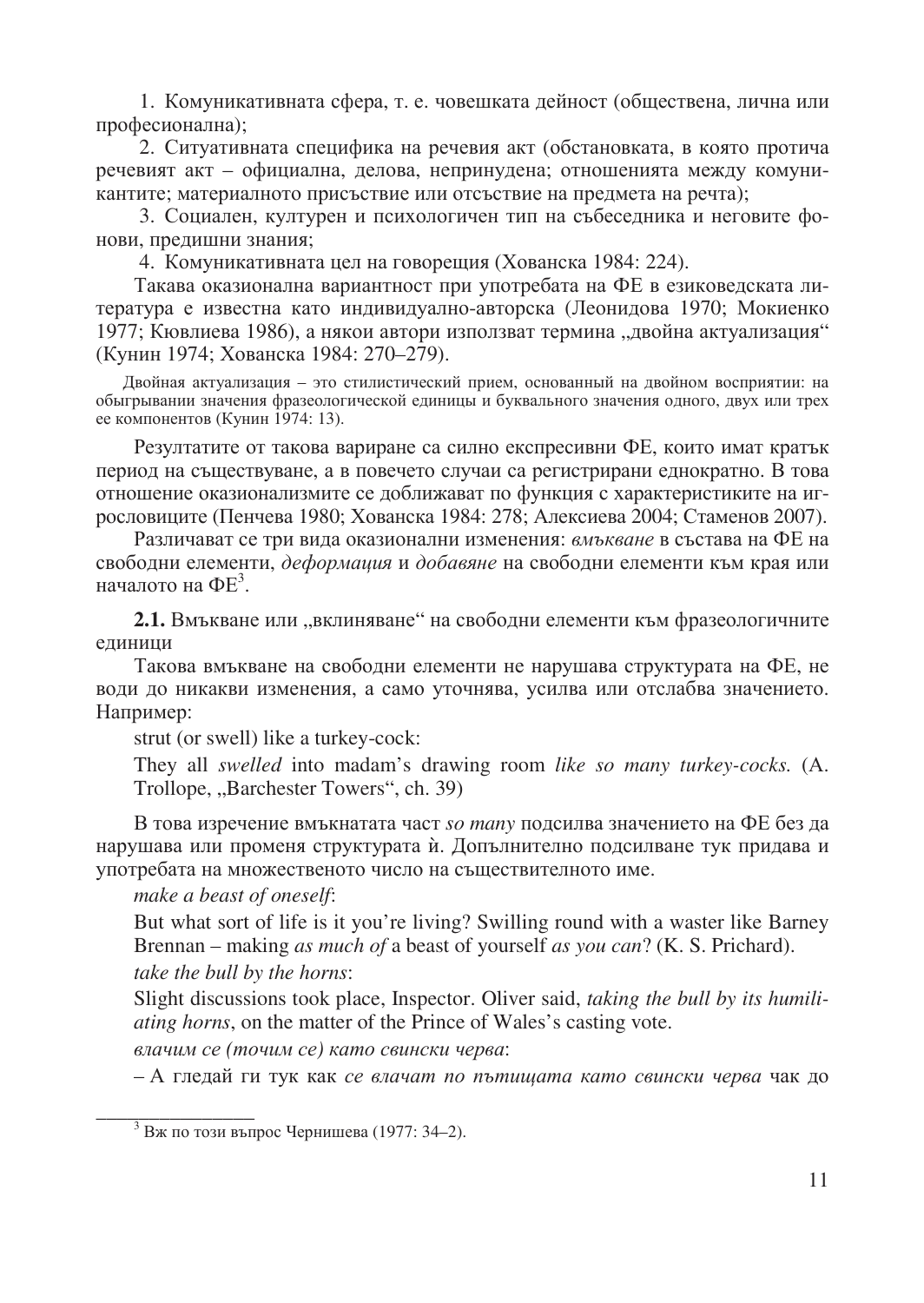1. Комуникативната сфера, т. е. човешката дейност (обществена, лична или професионална);

2. Ситуативната специфика на речевия акт (обстановката, в която протича речевият акт – официална, делова, непринудена; отношенията между комуникантите; материалното присъствие или отсъствие на предмета на речта);

3. Социален, културен и психологичен тип на събеседника и неговите фонови, предишни знания;

4. Комуникативната цел на говорещия (Хованска 1984: 224).

Такава оказионална вариантност при употребата на ФЕ в езиковедската литература е известна като индивидуално-авторска (Леонидова 1970; Мокиенко 1977; Кювлиева 1986), а някои автори използват термина „двойна актуализация" (Кунин 1974; Хованска 1984: 270–279).

> Двойная актуализация – это стилистический прием, основанный на двойном восприятии: на обыгрывании значения фразеологической единицы и буквального значения одного, двух или трех ее компонентов (Кунин 1974: 13).

Резултатите от такова вариране са силно експресивни ФЕ, които имат кратък период на съществуване, а в повечето случаи са регистрирани еднократно. В това отношение оказионализмите се доближават по функция с характеристиките на игрословиците (Пенчева 1980; Хованска 1984: 278; Алексиева 2004; Стаменов 2007).

Различават се три вида оказионални изменения: *вмъкване* в състава на ФЕ на свободни елементи, *деформация* и *добавяне* на свободни елементи към края или началото на ФЕ[3].

**2.1.** Вмъкване или „вклиняване" на свободни елементи към фразеологичните единици

Такова вмъкване на свободни елементи не нарушава структурата на ФЕ, не води до никакви изменения, а само уточнява, усилва или отслабва значението. Например:

strut (or swell) like a turkey-cock:

They all *swelled* into madam's drawing room *like so many turkey-cocks.* (A. Trollope, „Barchester Towers", ch. 39)

В това изречение вмъкнатата част *so many* подсилва значението на ФЕ без да нарушава или променя структурата ѝ. Допълнително подсилване тук придава и употребата на множественото число на съществителното име.

*make a beast of oneself*:

But what sort of life is it you're living? Swilling round with a waster like Barney Brennan – making *as much of* a beast of yourself *as you can*? (K. S. Prichard).

*take the bull by the horns*:

Slight discussions took place, Inspector. Oliver said, *taking the bull by its humiliating horns*, on the matter of the Prince of Wales's casting vote.

*влачим се (точим се) като свински черва*:

– А гледай ги тук как *се влачат по пътищата като свински черва* чак до

[3] Вж по този въпрос Чернишева (1977: 34–2).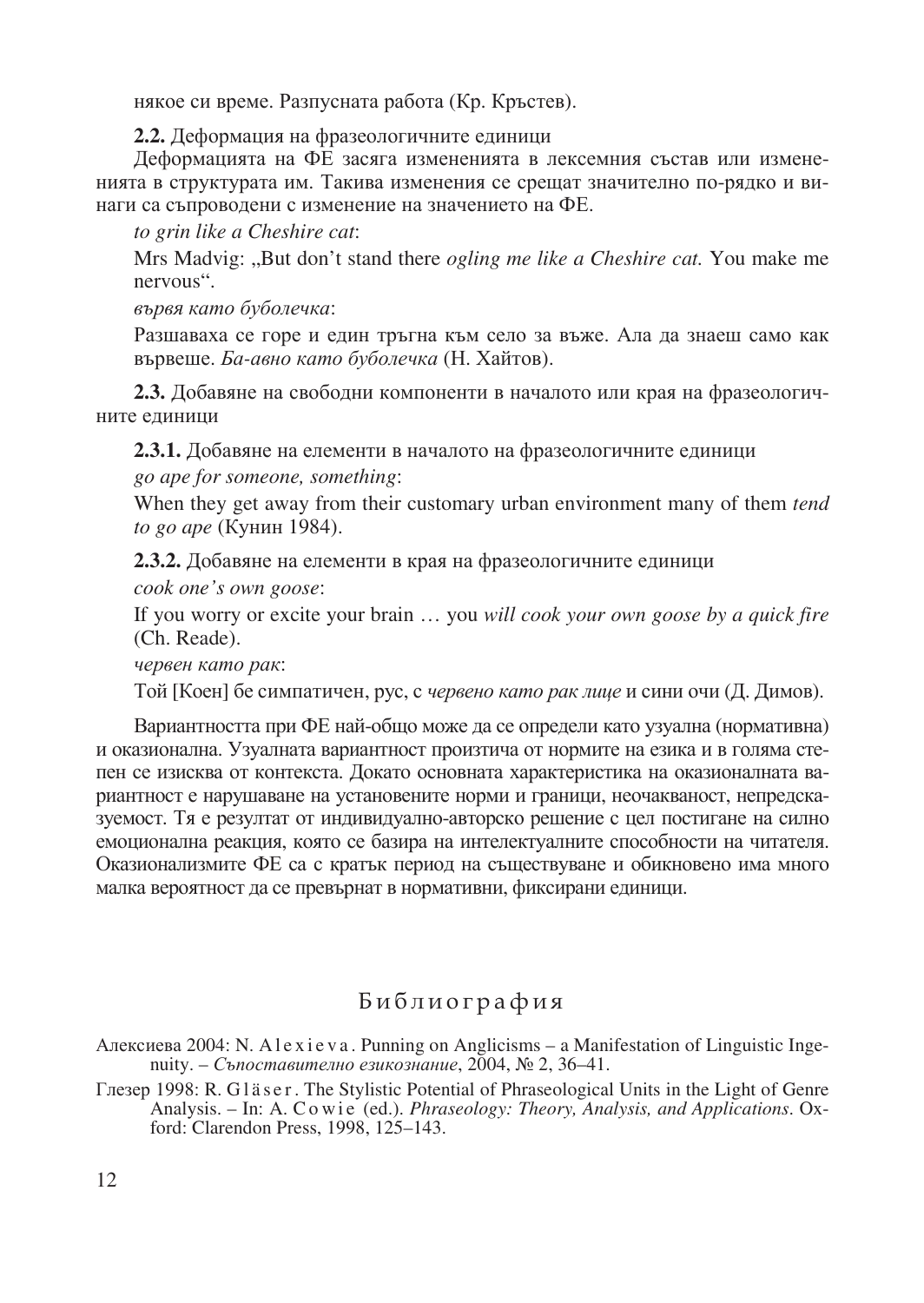някое си време. Разпусната работа (Кр. Кръстев).

**2.2.** Деформация на фразеологичните единици

Деформацията на ФЕ засяга измененията в лексемния състав или измененията в структурата им. Такива изменения се срещат значително по-рядко и винаги са съпроводени с изменение на значението на ФЕ.

*to grin like a Cheshire cat*:

Mrs Madvig: „But don't stand there *ogling me like a Cheshire cat.* You make me nervous".

*вървя като буболечка*:

Разшаваха се горе и един тръгна към село за въже. Ала да знаеш само как вървеше. *Ба-авно като буболечка* (Н. Хайтов).

**2.3.** Добавяне на свободни компоненти в началото или края на фразеологичните единици

**2.3.1.** Добавяне на елементи в началото на фразеологичните единици

*go ape for someone, something*:

When they get away from their customary urban environment many of them *tend to go ape* (Кунин 1984).

**2.3.2.** Добавяне на елементи в края на фразеологичните единици

*cook one's own goose*:

If you worry or excite your brain … you *will cook your own goose by a quick fire* (Ch. Reade).

*червен като рак*:

Той [Коен] бе симпатичен, рус, с *червено като рак лице* и сини очи (Д. Димов).

Вариантността при ФЕ най-общо може да се определи като узуална (нормативна) и оказионална. Узуалната вариантност произтича от нормите на езика и в голяма степен се изисква от контекста. Докато основната характеристика на оказионалната вариантност е нарушаване на установените норми и граници, неочакваност, непредсказуемост. Тя е резултат от индивидуално-авторско решение с цел постигане на силно емоционална реакция, която се базира на интелектуалните способности на читателя. Оказионализмите ФЕ са с кратък период на съществуване и обикновено има много малка вероятност да се превърнат в нормативни, фиксирани единици.

## Библиография

Алексиева 2004: N. Alexieva. Punning on Anglicisms – a Manifestation of Linguistic Ingenuity. – *Съпоставително езикознание*, 2004, № 2, 36–41.

Глезер 1998: R. Gläser. The Stylistic Potential of Phraseological Units in the Light of Genre Analysis. – In: A. Cowie (ed.). *Phraseology: Theory, Analysis, and Applications*. Oxford: Clarendon Press, 1998, 125–143.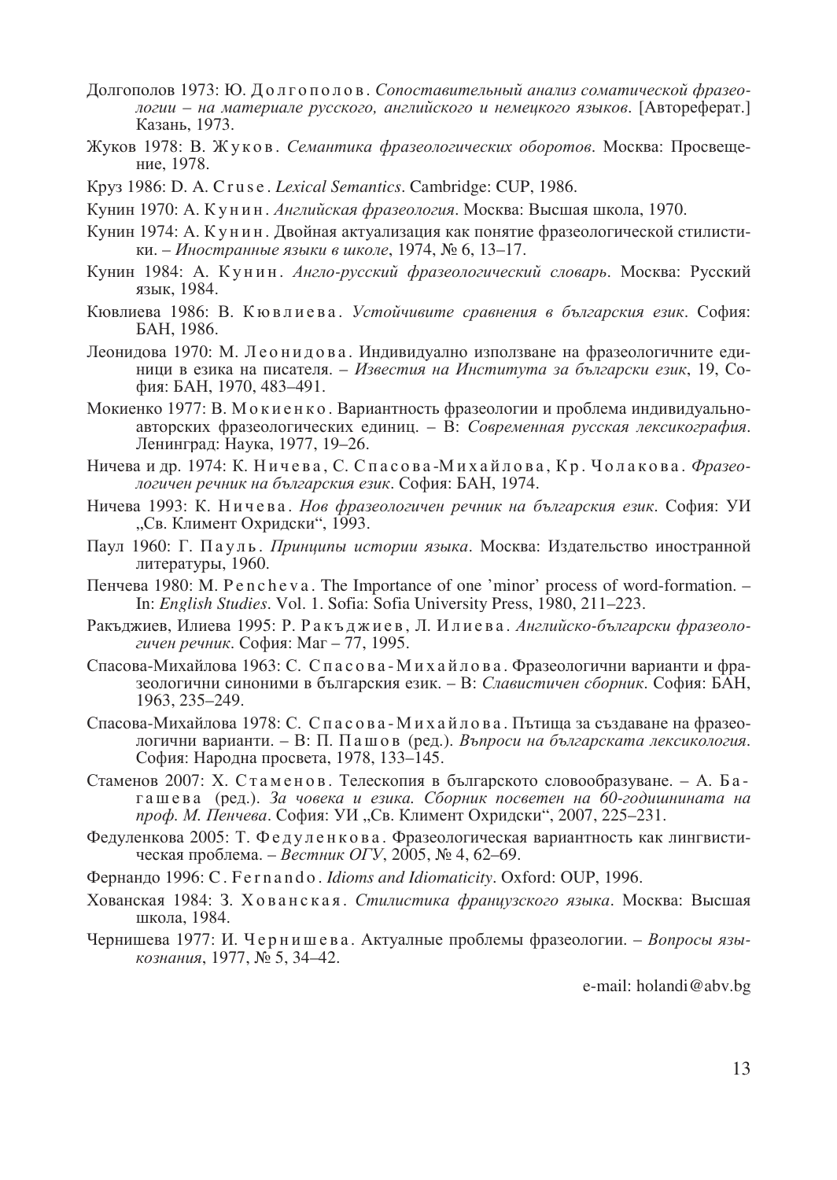Долгополов 1973: Ю. Долгополов. *Сопоставительный анализ соматической фразеологии – на материале русского, английского и немецкого языков*. [Автореферат.] Казань, 1973.

Жуков 1978: В. Жуков. *Семантика фразеологических оборотов*. Москва: Просвещение, 1978.

Круз 1986: D. A. Cruse. *Lexical Semantics*. Cambridge: CUP, 1986.

Кунин 1970: А. Кунин. *Английская фразеология*. Москва: Высшая школа, 1970.

Кунин 1974: А. Кунин. Двойная актуализация как понятие фразеологической стилистики. – *Иностранные языки в школе*, 1974, № 6, 13–17.

Кунин 1984: А. Кунин. *Англо-русский фразеологический словарь*. Москва: Русский язык, 1984.

Кювлиева 1986: В. Кювлиева. *Устойчивите сравнения в българския език*. София: БАН, 1986.

Леонидова 1970: М. Леонидова. Индивидуално използване на фразеологичните единици в езика на писателя. – *Известия на Института за български език*, 19, София: БАН, 1970, 483–491.

Мокиенко 1977: В. Мокиенко. Вариантность фразеологии и проблема индивидуально-авторских фразеологических единиц. – В: *Современная русская лексикография*. Ленинград: Наука, 1977, 19–26.

Ничева и др. 1974: К. Ничева, С. Спасова-Михайлова, Кр. Чолакова. *Фразеологичен речник на българския език*. София: БАН, 1974.

Ничева 1993: К. Ничева. *Нов фразеологичен речник на българския език*. София: УИ „Св. Климент Охридски", 1993.

Паул 1960: Г. Пауль. *Принципы истории языка*. Москва: Издательство иностранной литературы, 1960.

Пенчева 1980: M. Pencheva. The Importance of one 'minor' process of word-formation. – In: *English Studies*. Vol. 1. Sofia: Sofia University Press, 1980, 211–223.

Ракъджиев, Илиева 1995: Р. Ракъджиев, Л. Илиева. *Английско-български фразеологичен речник*. София: Маг – 77, 1995.

Спасова-Михайлова 1963: С. Спасова-Михайлова. Фразеологични варианти и фразеологични синоними в българския език. – В: *Славистичен сборник*. София: БАН, 1963, 235–249.

Спасова-Михайлова 1978: С. Спасова-Михайлова. Пътища за създаване на фразеологични варианти. – В: П. Пашов (ред.). *Въпроси на българската лексикология*. София: Народна просвета, 1978, 133–145.

Стаменов 2007: Х. Стаменов. Телескопия в българското словообразуване. – А. Багашева (ред.). *За човека и езика. Сборник посветен на 60-годишнината на проф. М. Пенчева*. София: УИ „Св. Климент Охридски", 2007, 225–231.

Федуленкова 2005: Т. Федуленкова. Фразеологическая вариантность как лингвистическая проблема. – *Вестник ОГУ*, 2005, № 4, 62–69.

Фернандо 1996: C. Fernando. *Idioms and Idiomaticity*. Oxford: OUP, 1996.

Хованская 1984: З. Хованская. *Стилистика французского языка*. Москва: Высшая школа, 1984.

Чернишева 1977: И. Чернишева. Актуалные проблемы фразеологии. – *Вопросы языкознания*, 1977, № 5, 34–42.

e-mail: holandi@abv.bg